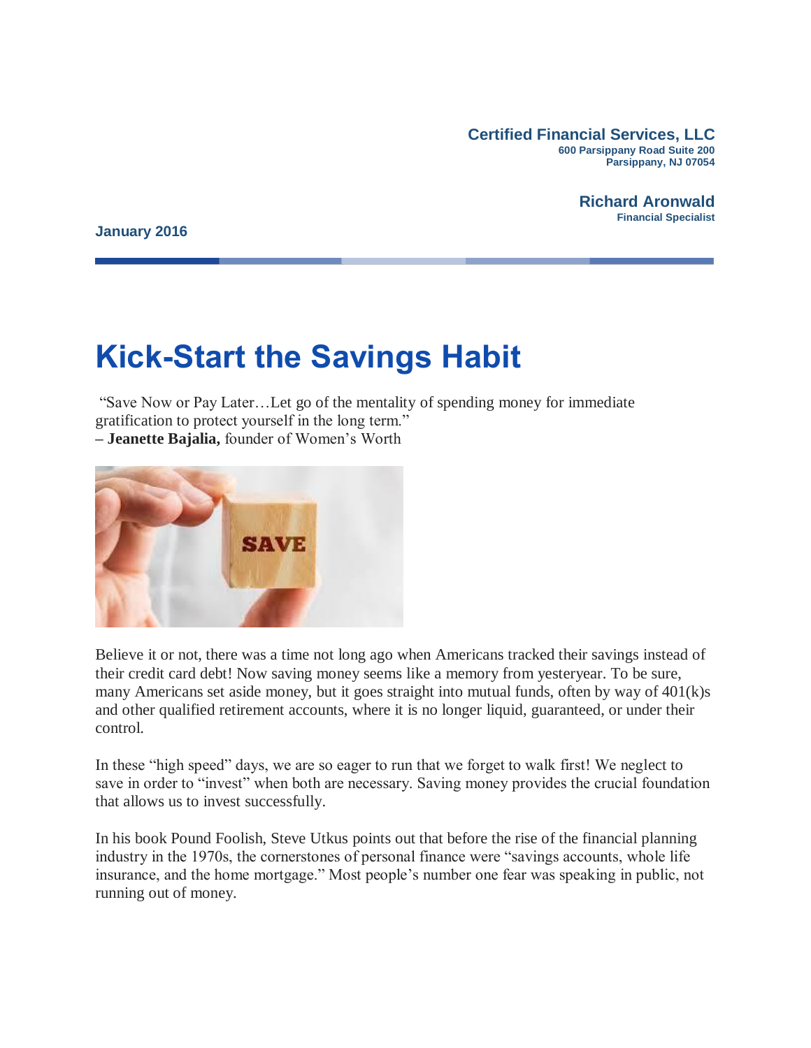**Certified Financial Services, LLC**
**600 Parsippany Road Suite 200**
**Parsippany, NJ 07054**

**Richard Aronwald**
**Financial Specialist**

**January 2016**

# Kick-Start the Savings Habit

"Save Now or Pay Later…Let go of the mentality of spending money for immediate gratification to protect yourself in the long term."
– **Jeanette Bajalia,** founder of Women's Worth

Believe it or not, there was a time not long ago when Americans tracked their savings instead of their credit card debt! Now saving money seems like a memory from yesteryear. To be sure, many Americans set aside money, but it goes straight into mutual funds, often by way of 401(k)s and other qualified retirement accounts, where it is no longer liquid, guaranteed, or under their control.

In these "high speed" days, we are so eager to run that we forget to walk first! We neglect to save in order to "invest" when both are necessary. Saving money provides the crucial foundation that allows us to invest successfully.

In his book Pound Foolish, Steve Utkus points out that before the rise of the financial planning industry in the 1970s, the cornerstones of personal finance were "savings accounts, whole life insurance, and the home mortgage." Most people's number one fear was speaking in public, not running out of money.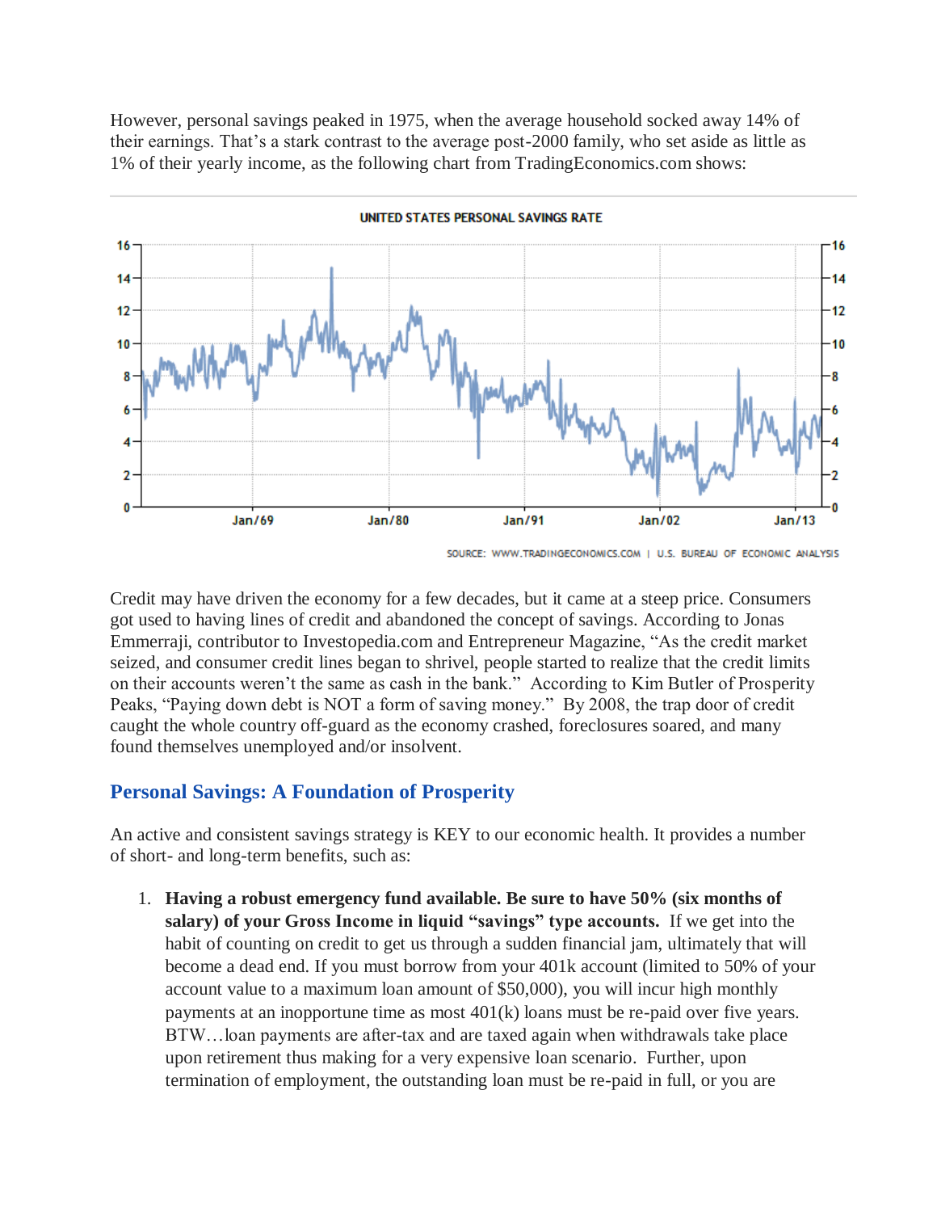However, personal savings peaked in 1975, when the average household socked away 14% of their earnings. That's a stark contrast to the average post-2000 family, who set aside as little as 1% of their yearly income, as the following chart from TradingEconomics.com shows:

Credit may have driven the economy for a few decades, but it came at a steep price. Consumers got used to having lines of credit and abandoned the concept of savings. According to Jonas Emmerraji, contributor to Investopedia.com and Entrepreneur Magazine, "As the credit market seized, and consumer credit lines began to shrivel, people started to realize that the credit limits on their accounts weren't the same as cash in the bank." According to Kim Butler of Prosperity Peaks, "Paying down debt is NOT a form of saving money." By 2008, the trap door of credit caught the whole country off-guard as the economy crashed, foreclosures soared, and many found themselves unemployed and/or insolvent.

## Personal Savings: A Foundation of Prosperity

An active and consistent savings strategy is KEY to our economic health. It provides a number of short- and long-term benefits, such as:

1. **Having a robust emergency fund available. Be sure to have 50% (six months of salary) of your Gross Income in liquid "savings" type accounts.** If we get into the habit of counting on credit to get us through a sudden financial jam, ultimately that will become a dead end. If you must borrow from your 401k account (limited to 50% of your account value to a maximum loan amount of $50,000), you will incur high monthly payments at an inopportune time as most 401(k) loans must be re-paid over five years. BTW…loan payments are after-tax and are taxed again when withdrawals take place upon retirement thus making for a very expensive loan scenario. Further, upon termination of employment, the outstanding loan must be re-paid in full, or you are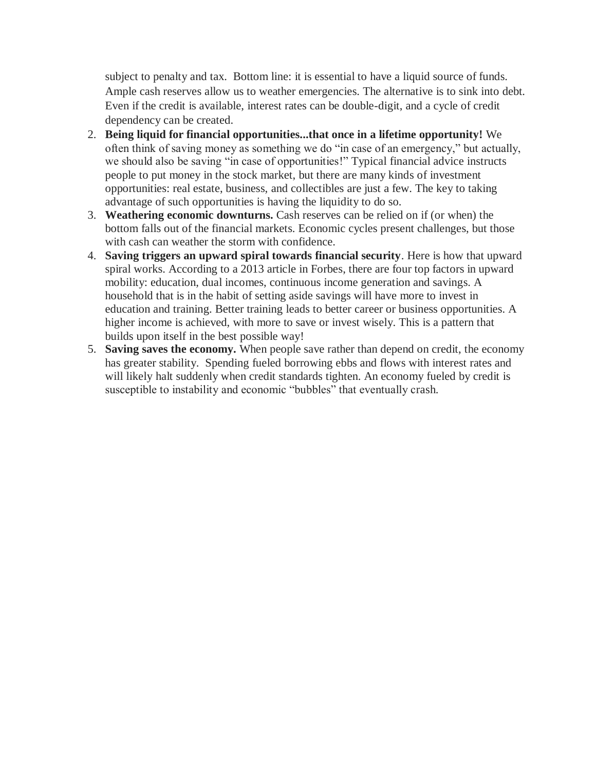subject to penalty and tax. Bottom line: it is essential to have a liquid source of funds. Ample cash reserves allow us to weather emergencies. The alternative is to sink into debt. Even if the credit is available, interest rates can be double-digit, and a cycle of credit dependency can be created.

2. **Being liquid for financial opportunities...that once in a lifetime opportunity!** We often think of saving money as something we do "in case of an emergency," but actually, we should also be saving "in case of opportunities!" Typical financial advice instructs people to put money in the stock market, but there are many kinds of investment opportunities: real estate, business, and collectibles are just a few. The key to taking advantage of such opportunities is having the liquidity to do so.
3. **Weathering economic downturns.** Cash reserves can be relied on if (or when) the bottom falls out of the financial markets. Economic cycles present challenges, but those with cash can weather the storm with confidence.
4. **Saving triggers an upward spiral towards financial security**. Here is how that upward spiral works. According to a 2013 article in Forbes, there are four top factors in upward mobility: education, dual incomes, continuous income generation and savings. A household that is in the habit of setting aside savings will have more to invest in education and training. Better training leads to better career or business opportunities. A higher income is achieved, with more to save or invest wisely. This is a pattern that builds upon itself in the best possible way!
5. **Saving saves the economy.** When people save rather than depend on credit, the economy has greater stability. Spending fueled borrowing ebbs and flows with interest rates and will likely halt suddenly when credit standards tighten. An economy fueled by credit is susceptible to instability and economic "bubbles" that eventually crash.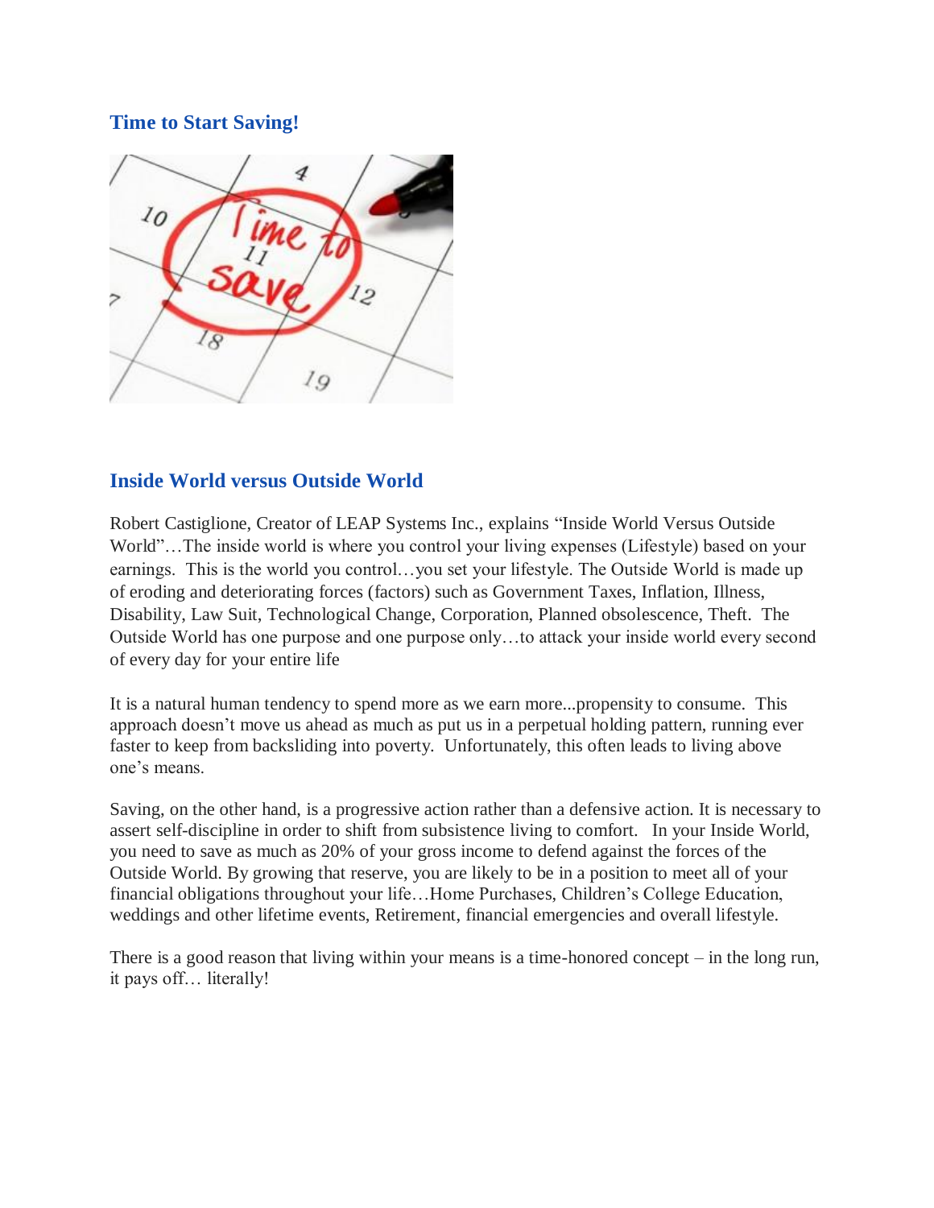## Time to Start Saving!

## Inside World versus Outside World

Robert Castiglione, Creator of LEAP Systems Inc., explains "Inside World Versus Outside World"…The inside world is where you control your living expenses (Lifestyle) based on your earnings. This is the world you control…you set your lifestyle. The Outside World is made up of eroding and deteriorating forces (factors) such as Government Taxes, Inflation, Illness, Disability, Law Suit, Technological Change, Corporation, Planned obsolescence, Theft. The Outside World has one purpose and one purpose only…to attack your inside world every second of every day for your entire life

It is a natural human tendency to spend more as we earn more...propensity to consume. This approach doesn't move us ahead as much as put us in a perpetual holding pattern, running ever faster to keep from backsliding into poverty. Unfortunately, this often leads to living above one's means.

Saving, on the other hand, is a progressive action rather than a defensive action. It is necessary to assert self-discipline in order to shift from subsistence living to comfort. In your Inside World, you need to save as much as 20% of your gross income to defend against the forces of the Outside World. By growing that reserve, you are likely to be in a position to meet all of your financial obligations throughout your life…Home Purchases, Children's College Education, weddings and other lifetime events, Retirement, financial emergencies and overall lifestyle.

There is a good reason that living within your means is a time-honored concept – in the long run, it pays off… literally!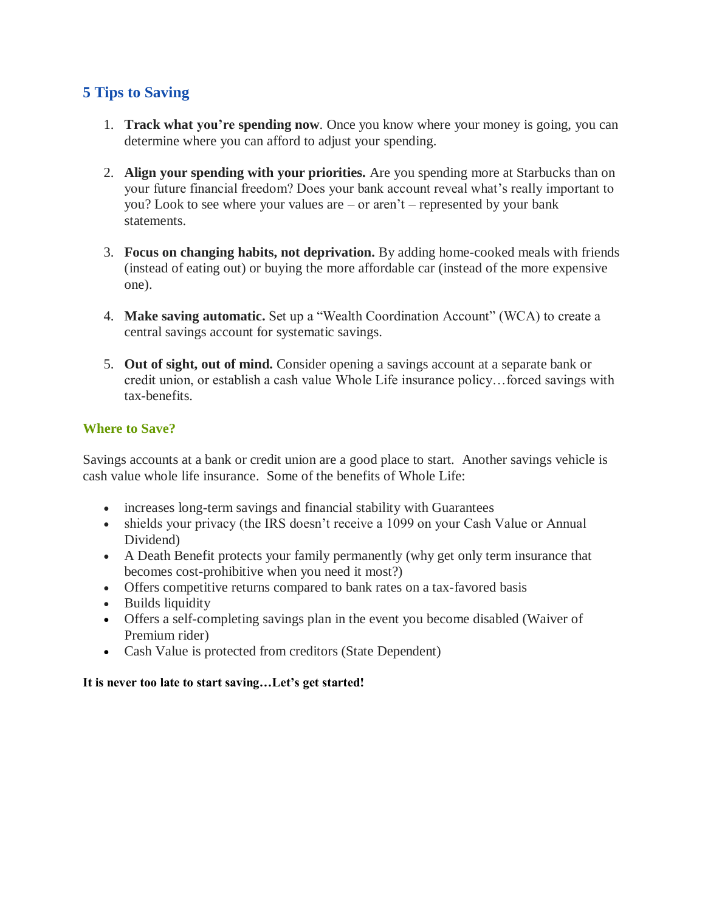## 5 Tips to Saving

1. **Track what you're spending now**. Once you know where your money is going, you can determine where you can afford to adjust your spending.

2. **Align your spending with your priorities.** Are you spending more at Starbucks than on your future financial freedom? Does your bank account reveal what's really important to you? Look to see where your values are – or aren't – represented by your bank statements.

3. **Focus on changing habits, not deprivation.** By adding home-cooked meals with friends (instead of eating out) or buying the more affordable car (instead of the more expensive one).

4. **Make saving automatic.** Set up a "Wealth Coordination Account" (WCA) to create a central savings account for systematic savings.

5. **Out of sight, out of mind.** Consider opening a savings account at a separate bank or credit union, or establish a cash value Whole Life insurance policy…forced savings with tax-benefits.

### Where to Save?

Savings accounts at a bank or credit union are a good place to start. Another savings vehicle is cash value whole life insurance. Some of the benefits of Whole Life:

- increases long-term savings and financial stability with Guarantees
- shields your privacy (the IRS doesn't receive a 1099 on your Cash Value or Annual Dividend)
- A Death Benefit protects your family permanently (why get only term insurance that becomes cost-prohibitive when you need it most?)
- Offers competitive returns compared to bank rates on a tax-favored basis
- Builds liquidity
- Offers a self-completing savings plan in the event you become disabled (Waiver of Premium rider)
- Cash Value is protected from creditors (State Dependent)

**It is never too late to start saving…Let's get started!**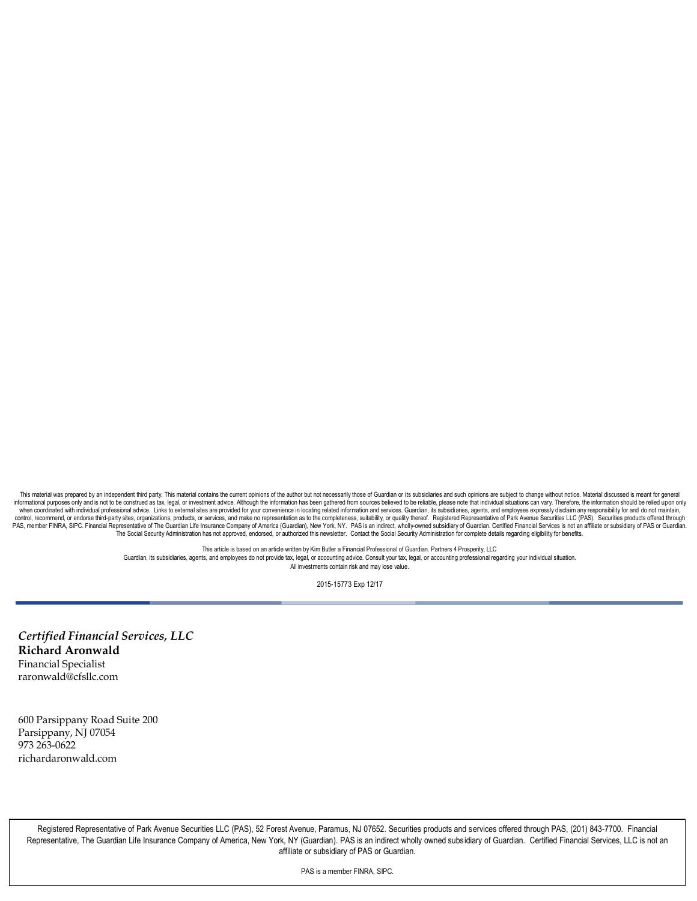This material was prepared by an independent third party. This material contains the current opinions of the author but not necessarily those of Guardian or its subsidiaries and such opinions are subject to change without notice. Material discussed is meant for general informational purposes only and is not to be construed as tax, legal, or investment advice. Although the information has been gathered from sources believed to be reliable, please note that individual situations can vary. Therefore, the information should be relied upon only when coordinated with individual professional advice. Links to external sites are provided for your convenience in locating related information and services. Guardian, its subsidiaries, agents, and employees expressly disclaim any responsibility for and do not maintain, control, recommend, or endorse third-party sites, organizations, products, or services, and make no representation as to the completeness, suitability, or quality thereof. Registered Representative of Park Avenue Securities LLC (PAS). Securities products offered through PAS, member FINRA, SIPC. Financial Representative of The Guardian Life Insurance Company of America (Guardian), New York, NY. PAS is an indirect, wholly-owned subsidiary of Guardian. Certified Financial Services is not an affiliate or subsidiary of PAS or Guardian. The Social Security Administration has not approved, endorsed, or authorized this newsletter. Contact the Social Security Administration for complete details regarding eligibility for benefits.

This article is based on an article written by Kim Butler a Financial Professional of Guardian. Partners 4 Prosperity, LLC
Guardian, its subsidiaries, agents, and employees do not provide tax, legal, or accounting advice. Consult your tax, legal, or accounting professional regarding your individual situation.
All investments contain risk and may lose value.

2015-15773 Exp 12/17

*Certified Financial Services, LLC*
**Richard Aronwald**
Financial Specialist
raronwald@cfsllc.com

600 Parsippany Road Suite 200
Parsippany, NJ 07054
973 263-0622
richardaronwald.com

Registered Representative of Park Avenue Securities LLC (PAS), 52 Forest Avenue, Paramus, NJ 07652. Securities products and services offered through PAS, (201) 843-7700. Financial Representative, The Guardian Life Insurance Company of America, New York, NY (Guardian). PAS is an indirect wholly owned subsidiary of Guardian. Certified Financial Services, LLC is not an affiliate or subsidiary of PAS or Guardian.

PAS is a member FINRA, SIPC.